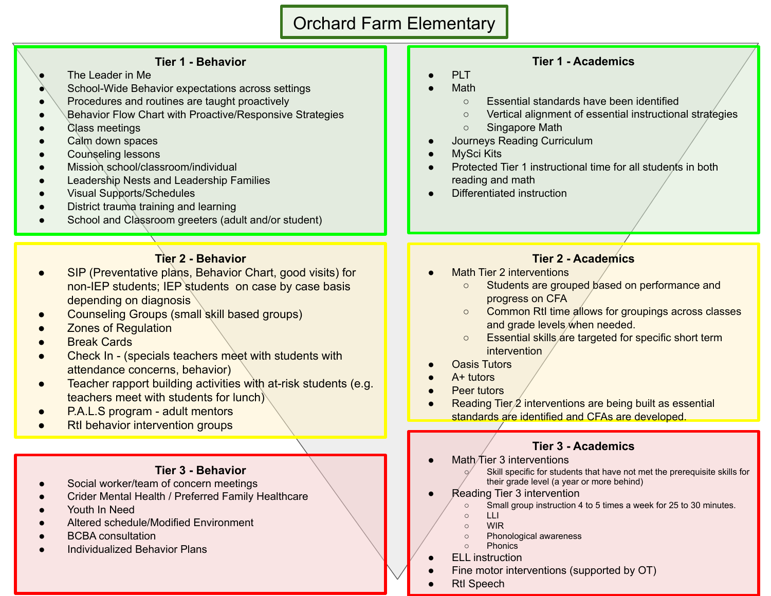# Orchard Farm Elementary

## Tier 1 - Behavior

- The Leader in Me
- School-Wide Behavior expectations across settings
- Procedures and routines are taught proactively
- Behavior Flow Chart with Proactive/Responsive Strategies
- Class meetings
- Calm down spaces
- Counseling lessons
- Mission school/classroom/individual
- Leadership Nests and Leadership Families
- Visual Supports/Schedules
- District trauma training and learning
- School and Classroom greeters (adult and/or student)

## Tier 2 - Behavior

- SIP (Preventative plans, Behavior Chart, good visits) for non-IEP students; IEP students on case by case basis depending on diagnosis
- Counseling Groups (small skill based groups)
- Zones of Regulation
- Break Cards
- Check In - (specials teachers meet with students with attendance concerns, behavior)
- Teacher rapport building activities with at-risk students (e.g. teachers meet with students for lunch)
- P.A.L.S program - adult mentors
- RtI behavior intervention groups

## Tier 3 - Behavior

- Social worker/team of concern meetings
- Crider Mental Health / Preferred Family Healthcare
- Youth In Need
- Altered schedule/Modified Environment
- BCBA consultation
- Individualized Behavior Plans

## Tier 1 - Academics

- PLT
- Math
  - Essential standards have been identified
  - Vertical alignment of essential instructional strategies
  - Singapore Math
- Journeys Reading Curriculum
- MySci Kits
- Protected Tier 1 instructional time for all students in both reading and math
- Differentiated instruction

## Tier 2 - Academics

- Math Tier 2 interventions
  - Students are grouped based on performance and progress on CFA
  - Common RtI time allows for groupings across classes and grade levels when needed.
  - Essential skills are targeted for specific short term intervention
- Oasis Tutors
- A+ tutors
- Peer tutors
- Reading Tier 2 interventions are being built as essential standards are identified and CFAs are developed.

## Tier 3 - Academics

- Math Tier 3 interventions
  - Skill specific for students that have not met the prerequisite skills for their grade level (a year or more behind)
- Reading Tier 3 intervention
  - Small group instruction 4 to 5 times a week for 25 to 30 minutes.
  - LLI
  - WIR
  - Phonological awareness
  - Phonics
- ELL instruction
- Fine motor interventions (supported by OT)
- RtI Speech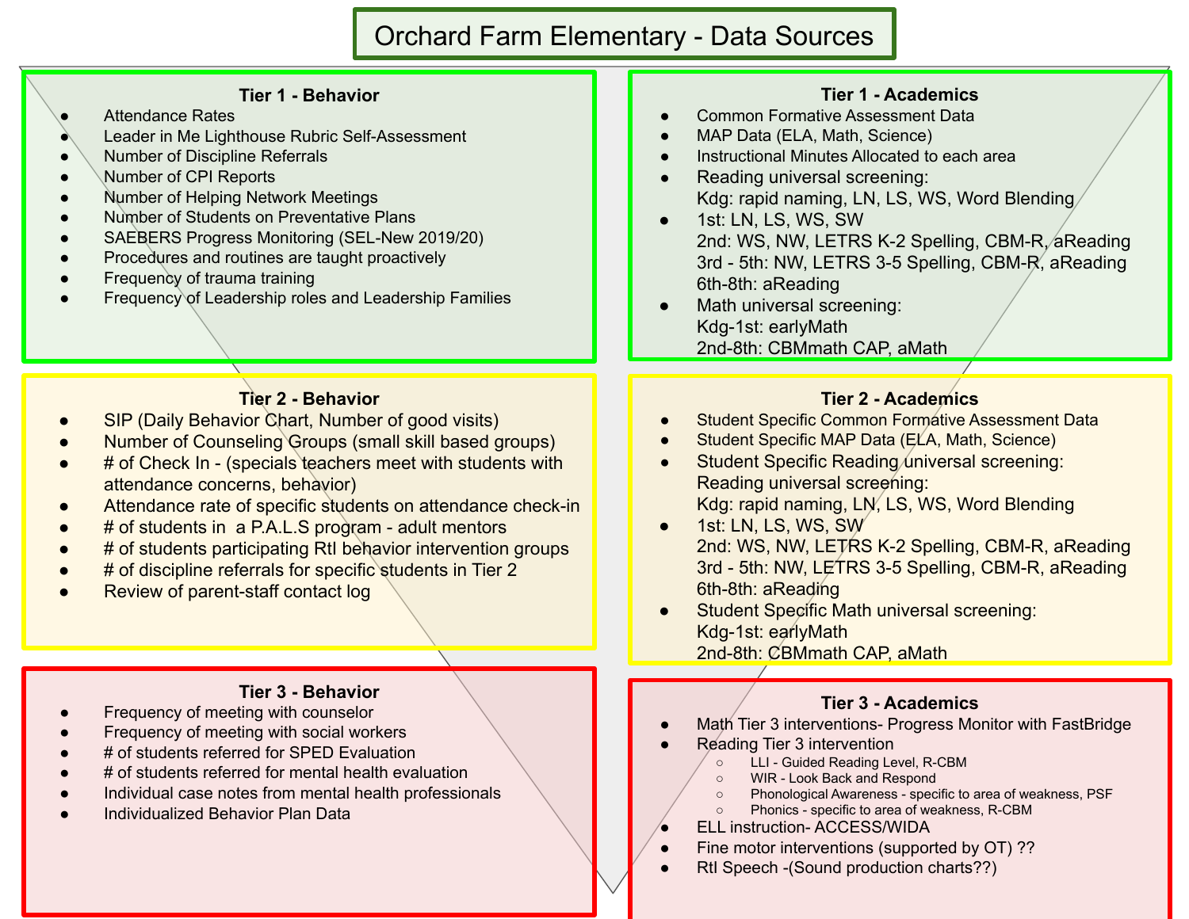# Orchard Farm Elementary - Data Sources

## Tier 1 - Behavior

- Attendance Rates
- Leader in Me Lighthouse Rubric Self-Assessment
- Number of Discipline Referrals
- Number of CPI Reports
- Number of Helping Network Meetings
- Number of Students on Preventative Plans
- SAEBERS Progress Monitoring (SEL-New 2019/20)
- Procedures and routines are taught proactively
- Frequency of trauma training
- Frequency of Leadership roles and Leadership Families

## Tier 1 - Academics

- Common Formative Assessment Data
- MAP Data (ELA, Math, Science)
- Instructional Minutes Allocated to each area
- Reading universal screening:
  Kdg: rapid naming, LN, LS, WS, Word Blending
- 1st: LN, LS, WS, SW
  2nd: WS, NW, LETRS K-2 Spelling, CBM-R, aReading
  3rd - 5th: NW, LETRS 3-5 Spelling, CBM-R, aReading
  6th-8th: aReading
- Math universal screening:
  Kdg-1st: earlyMath
  2nd-8th: CBMmath CAP, aMath

## Tier 2 - Behavior

- SIP (Daily Behavior Chart, Number of good visits)
- Number of Counseling Groups (small skill based groups)
- # of Check In - (specials teachers meet with students with attendance concerns, behavior)
- Attendance rate of specific students on attendance check-in
- # of students in a P.A.L.S program - adult mentors
- # of students participating RtI behavior intervention groups
- # of discipline referrals for specific students in Tier 2
- Review of parent-staff contact log

## Tier 2 - Academics

- Student Specific Common Formative Assessment Data
- Student Specific MAP Data (ELA, Math, Science)
- Student Specific Reading universal screening:
  Reading universal screening:
  Kdg: rapid naming, LN, LS, WS, Word Blending
- 1st: LN, LS, WS, SW
  2nd: WS, NW, LETRS K-2 Spelling, CBM-R, aReading
  3rd - 5th: NW, LETRS 3-5 Spelling, CBM-R, aReading
  6th-8th: aReading
- Student Specific Math universal screening:
  Kdg-1st: earlyMath
  2nd-8th: CBMmath CAP, aMath

## Tier 3 - Behavior

- Frequency of meeting with counselor
- Frequency of meeting with social workers
- # of students referred for SPED Evaluation
- # of students referred for mental health evaluation
- Individual case notes from mental health professionals
- Individualized Behavior Plan Data

## Tier 3 - Academics

- Math Tier 3 interventions- Progress Monitor with FastBridge
- Reading Tier 3 intervention
  - LLI - Guided Reading Level, R-CBM
  - WIR - Look Back and Respond
  - Phonological Awareness - specific to area of weakness, PSF
  - Phonics - specific to area of weakness, R-CBM
- ELL instruction- ACCESS/WIDA
- Fine motor interventions (supported by OT) ??
- RtI Speech -(Sound production charts??)